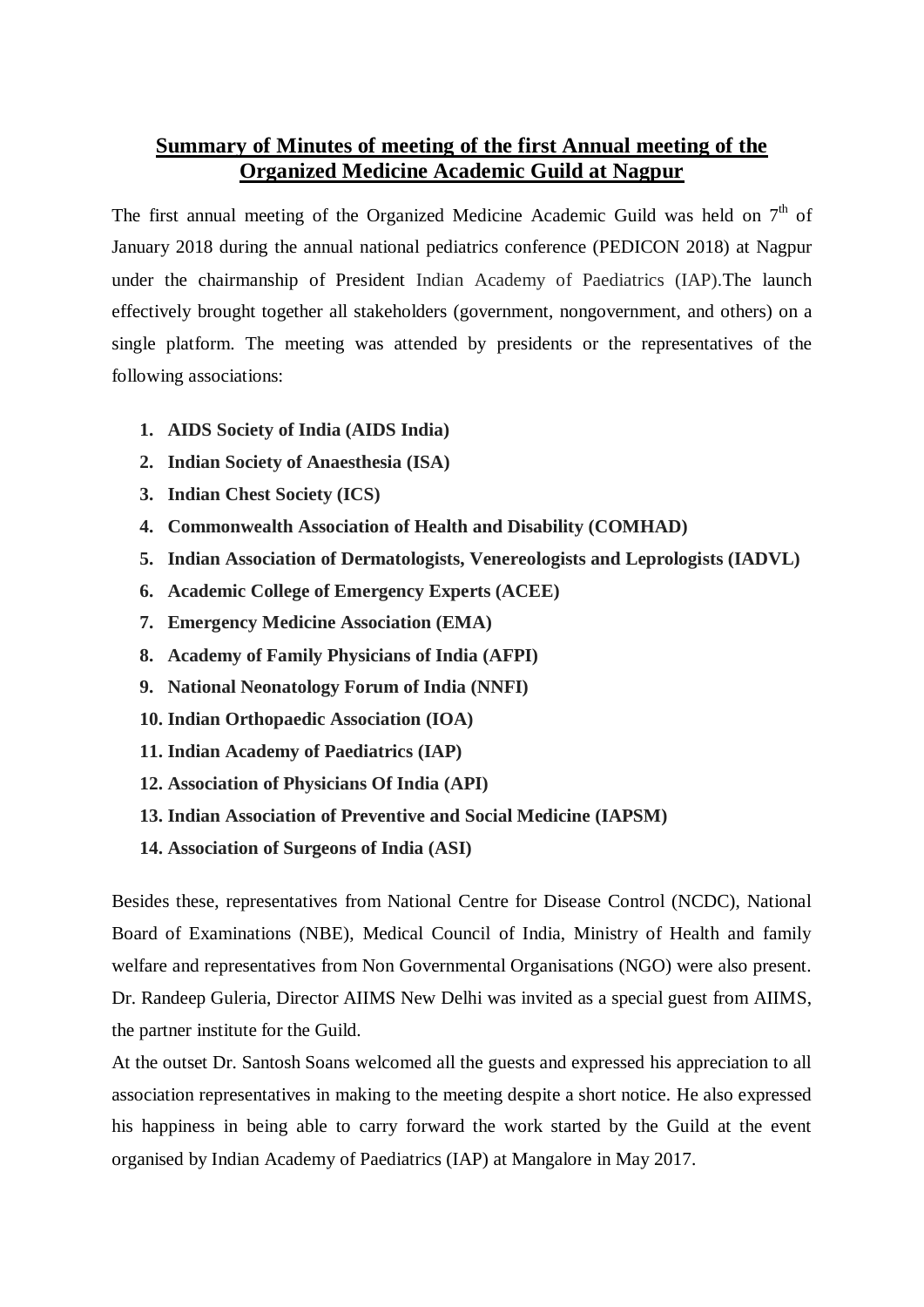# Summary of Minutes of meeting of the first Annual meeting of the Organized Medicine Academic Guild at Nagpur

The first annual meeting of the Organized Medicine Academic Guild was held on 7th of January 2018 during the annual national pediatrics conference (PEDICON 2018) at Nagpur under the chairmanship of President Indian Academy of Paediatrics (IAP).The launch effectively brought together all stakeholders (government, nongovernment, and others) on a single platform. The meeting was attended by presidents or the representatives of the following associations:

1. **AIDS Society of India (AIDS India)**
2. **Indian Society of Anaesthesia (ISA)**
3. **Indian Chest Society (ICS)**
4. **Commonwealth Association of Health and Disability (COMHAD)**
5. **Indian Association of Dermatologists, Venereologists and Leprologists (IADVL)**
6. **Academic College of Emergency Experts (ACEE)**
7. **Emergency Medicine Association (EMA)**
8. **Academy of Family Physicians of India (AFPI)**
9. **National Neonatology Forum of India (NNFI)**
10. **Indian Orthopaedic Association (IOA)**
11. **Indian Academy of Paediatrics (IAP)**
12. **Association of Physicians Of India (API)**
13. **Indian Association of Preventive and Social Medicine (IAPSM)**
14. **Association of Surgeons of India (ASI)**

Besides these, representatives from National Centre for Disease Control (NCDC), National Board of Examinations (NBE), Medical Council of India, Ministry of Health and family welfare and representatives from Non Governmental Organisations (NGO) were also present. Dr. Randeep Guleria, Director AIIMS New Delhi was invited as a special guest from AIIMS, the partner institute for the Guild.

At the outset Dr. Santosh Soans welcomed all the guests and expressed his appreciation to all association representatives in making to the meeting despite a short notice. He also expressed his happiness in being able to carry forward the work started by the Guild at the event organised by Indian Academy of Paediatrics (IAP) at Mangalore in May 2017.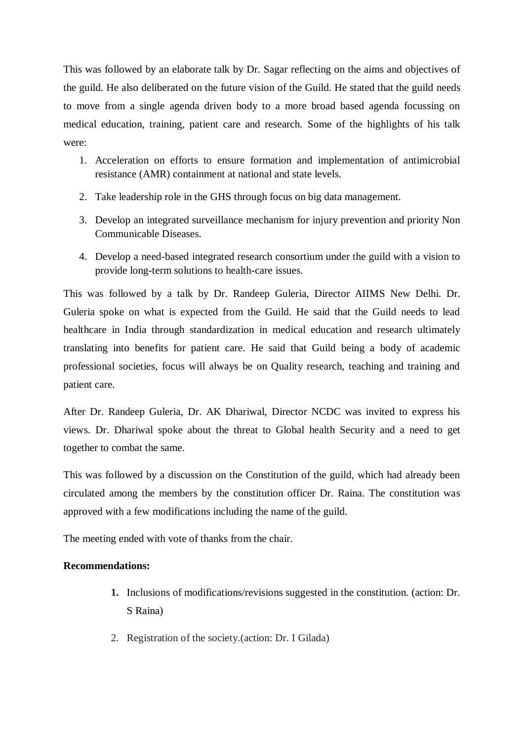This was followed by an elaborate talk by Dr. Sagar reflecting on the aims and objectives of the guild. He also deliberated on the future vision of the Guild. He stated that the guild needs to move from a single agenda driven body to a more broad based agenda focussing on medical education, training, patient care and research. Some of the highlights of his talk were:

1. Acceleration on efforts to ensure formation and implementation of antimicrobial resistance (AMR) containment at national and state levels.
2. Take leadership role in the GHS through focus on big data management.
3. Develop an integrated surveillance mechanism for injury prevention and priority Non Communicable Diseases.
4. Develop a need-based integrated research consortium under the guild with a vision to provide long-term solutions to health-care issues.

This was followed by a talk by Dr. Randeep Guleria, Director AIIMS New Delhi. Dr. Guleria spoke on what is expected from the Guild. He said that the Guild needs to lead healthcare in India through standardization in medical education and research ultimately translating into benefits for patient care. He said that Guild being a body of academic professional societies, focus will always be on Quality research, teaching and training and patient care.

After Dr. Randeep Guleria, Dr. AK Dhariwal, Director NCDC was invited to express his views. Dr. Dhariwal spoke about the threat to Global health Security and a need to get together to combat the same.

This was followed by a discussion on the Constitution of the guild, which had already been circulated among the members by the constitution officer Dr. Raina. The constitution was approved with a few modifications including the name of the guild.

The meeting ended with vote of thanks from the chair.

**Recommendations:**

1. Inclusions of modifications/revisions suggested in the constitution. (action: Dr. S Raina)
2. Registration of the society.(action: Dr. I Gilada)